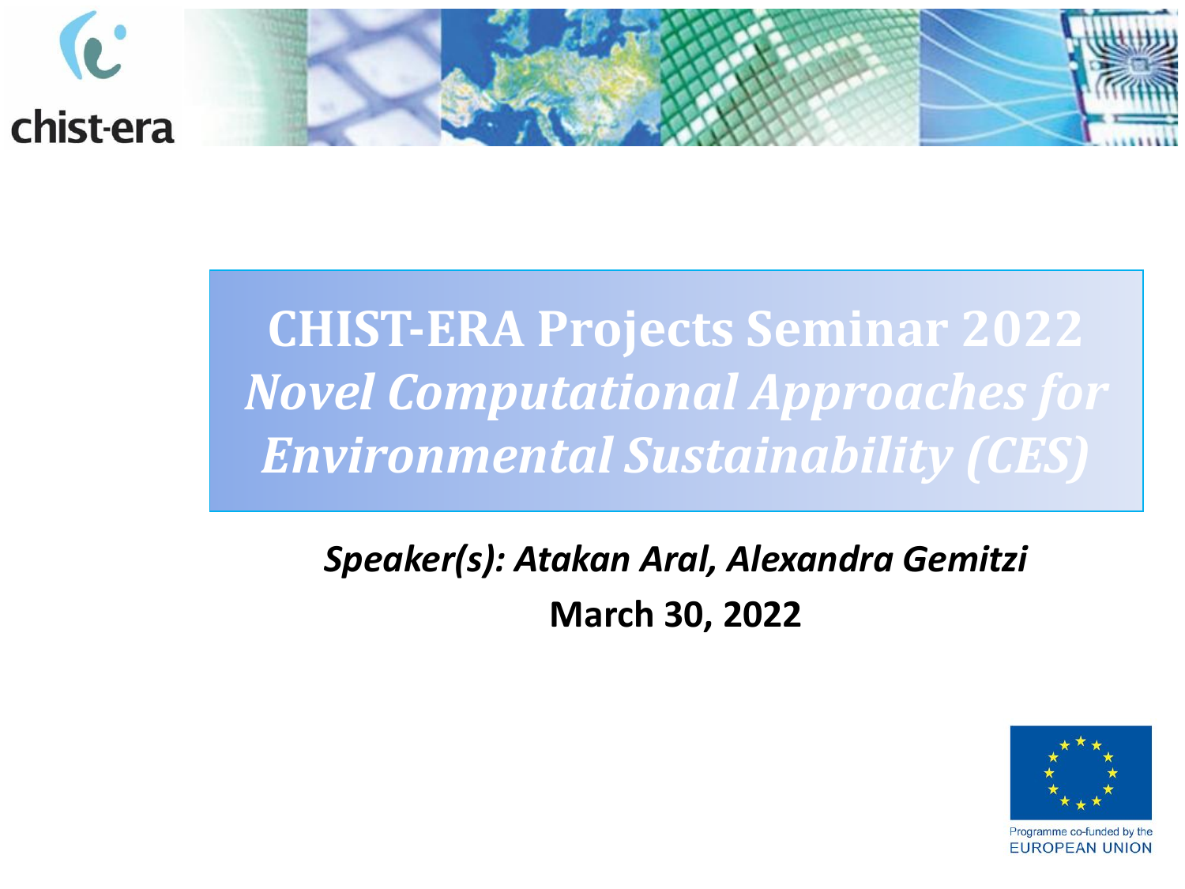chist-era

# CHIST-ERA Projects Seminar 2022
## *Novel Computational Approaches for Environmental Sustainability (CES)*

***Speaker(s): Atakan Aral, Alexandra Gemitzi***

**March 30, 2022**

Programme co-funded by the EUROPEAN UNION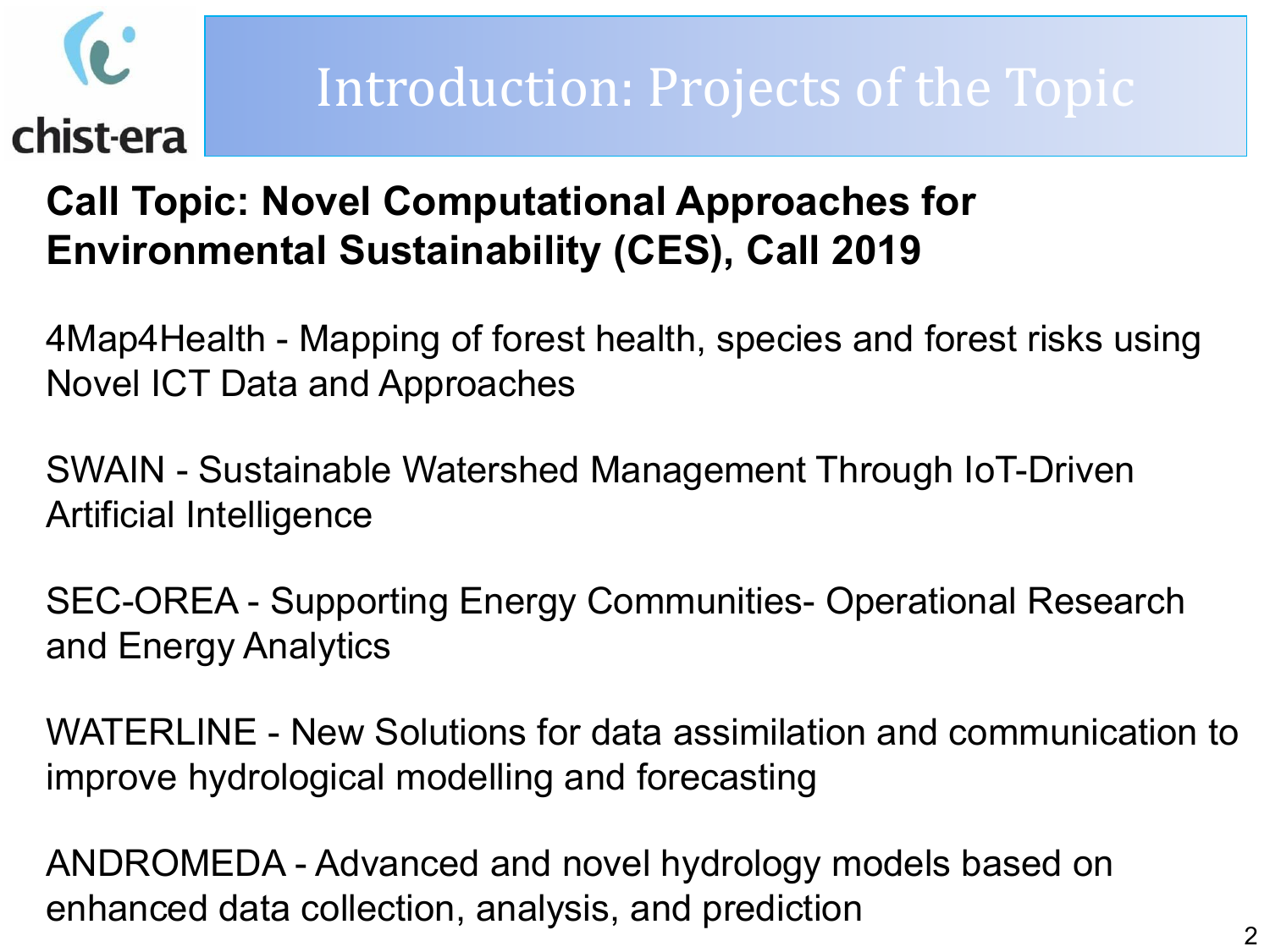# Introduction: Projects of the Topic

**Call Topic: Novel Computational Approaches for Environmental Sustainability (CES), Call 2019**

4Map4Health - Mapping of forest health, species and forest risks using Novel ICT Data and Approaches

SWAIN - Sustainable Watershed Management Through IoT-Driven Artificial Intelligence

SEC-OREA - Supporting Energy Communities- Operational Research and Energy Analytics

WATERLINE - New Solutions for data assimilation and communication to improve hydrological modelling and forecasting

ANDROMEDA - Advanced and novel hydrology models based on enhanced data collection, analysis, and prediction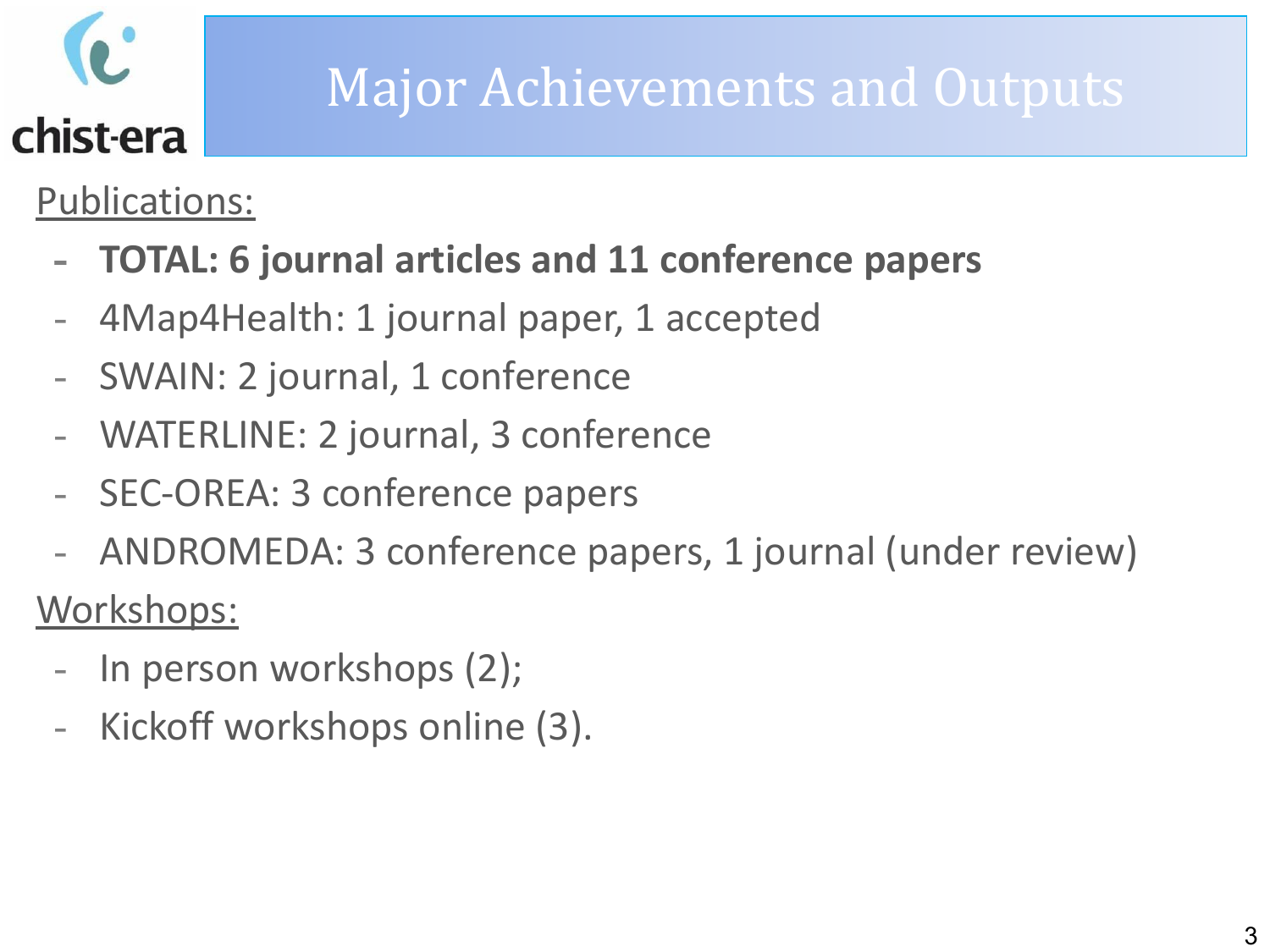# Major Achievements and Outputs

Publications:

- **TOTAL: 6 journal articles and 11 conference papers**
- 4Map4Health: 1 journal paper, 1 accepted
- SWAIN: 2 journal, 1 conference
- WATERLINE: 2 journal, 3 conference
- SEC-OREA: 3 conference papers
- ANDROMEDA: 3 conference papers, 1 journal (under review)

Workshops:

- In person workshops (2);
- Kickoff workshops online (3).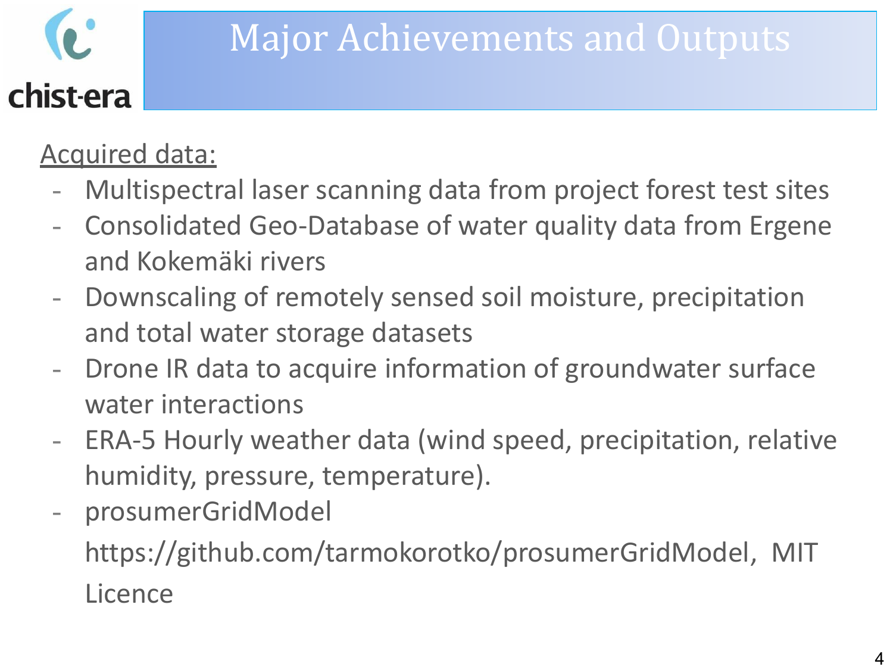# Major Achievements and Outputs

Acquired data:

- Multispectral laser scanning data from project forest test sites
- Consolidated Geo-Database of water quality data from Ergene and Kokemäki rivers
- Downscaling of remotely sensed soil moisture, precipitation and total water storage datasets
- Drone IR data to acquire information of groundwater surface water interactions
- ERA-5 Hourly weather data (wind speed, precipitation, relative humidity, pressure, temperature).
- prosumerGridModel

  https://github.com/tarmokorotko/prosumerGridModel, MIT Licence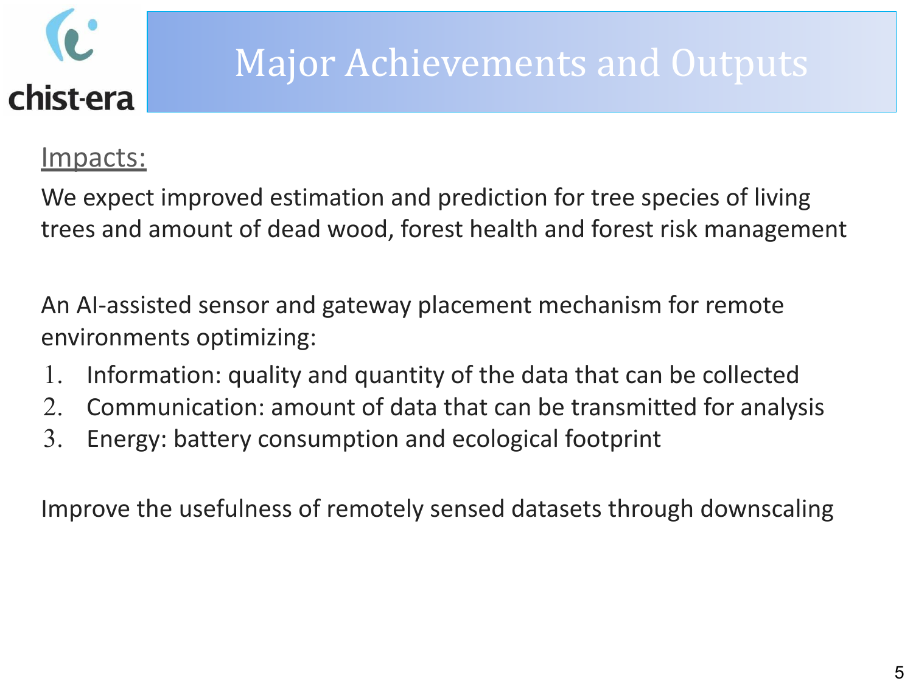# Major Achievements and Outputs

Impacts:

We expect improved estimation and prediction for tree species of living trees and amount of dead wood, forest health and forest risk management

An AI-assisted sensor and gateway placement mechanism for remote environments optimizing:

1. Information: quality and quantity of the data that can be collected
2. Communication: amount of data that can be transmitted for analysis
3. Energy: battery consumption and ecological footprint

Improve the usefulness of remotely sensed datasets through downscaling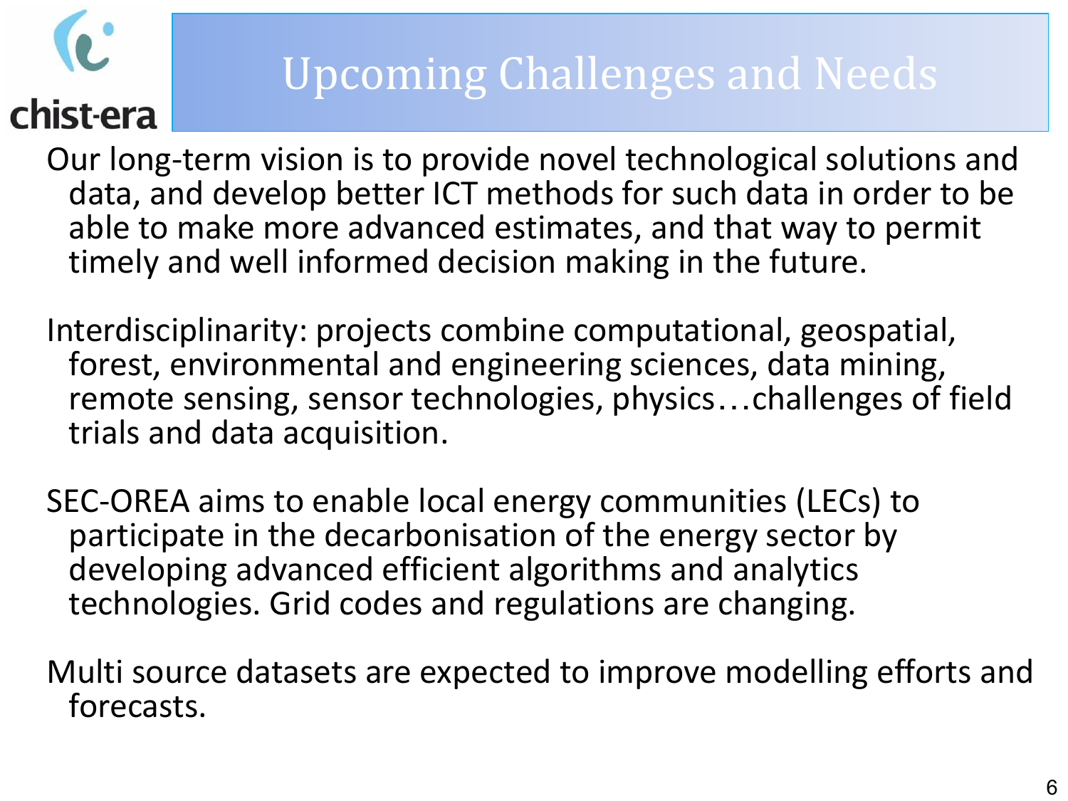# Upcoming Challenges and Needs

Our long-term vision is to provide novel technological solutions and data, and develop better ICT methods for such data in order to be able to make more advanced estimates, and that way to permit timely and well informed decision making in the future.

Interdisciplinarity: projects combine computational, geospatial, forest, environmental and engineering sciences, data mining, remote sensing, sensor technologies, physics…challenges of field trials and data acquisition.

SEC-OREA aims to enable local energy communities (LECs) to participate in the decarbonisation of the energy sector by developing advanced efficient algorithms and analytics technologies. Grid codes and regulations are changing.

Multi source datasets are expected to improve modelling efforts and forecasts.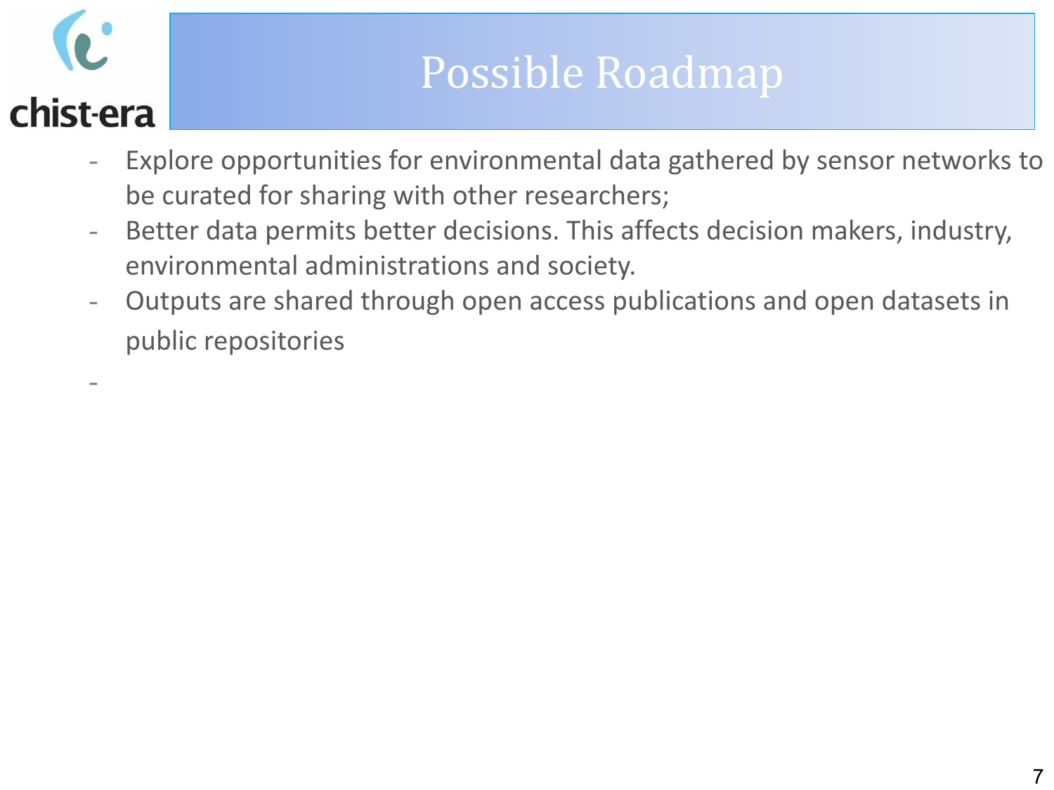# Possible Roadmap

- Explore opportunities for environmental data gathered by sensor networks to be curated for sharing with other researchers;
- Better data permits better decisions. This affects decision makers, industry, environmental administrations and society.
- Outputs are shared through open access publications and open datasets in public repositories
-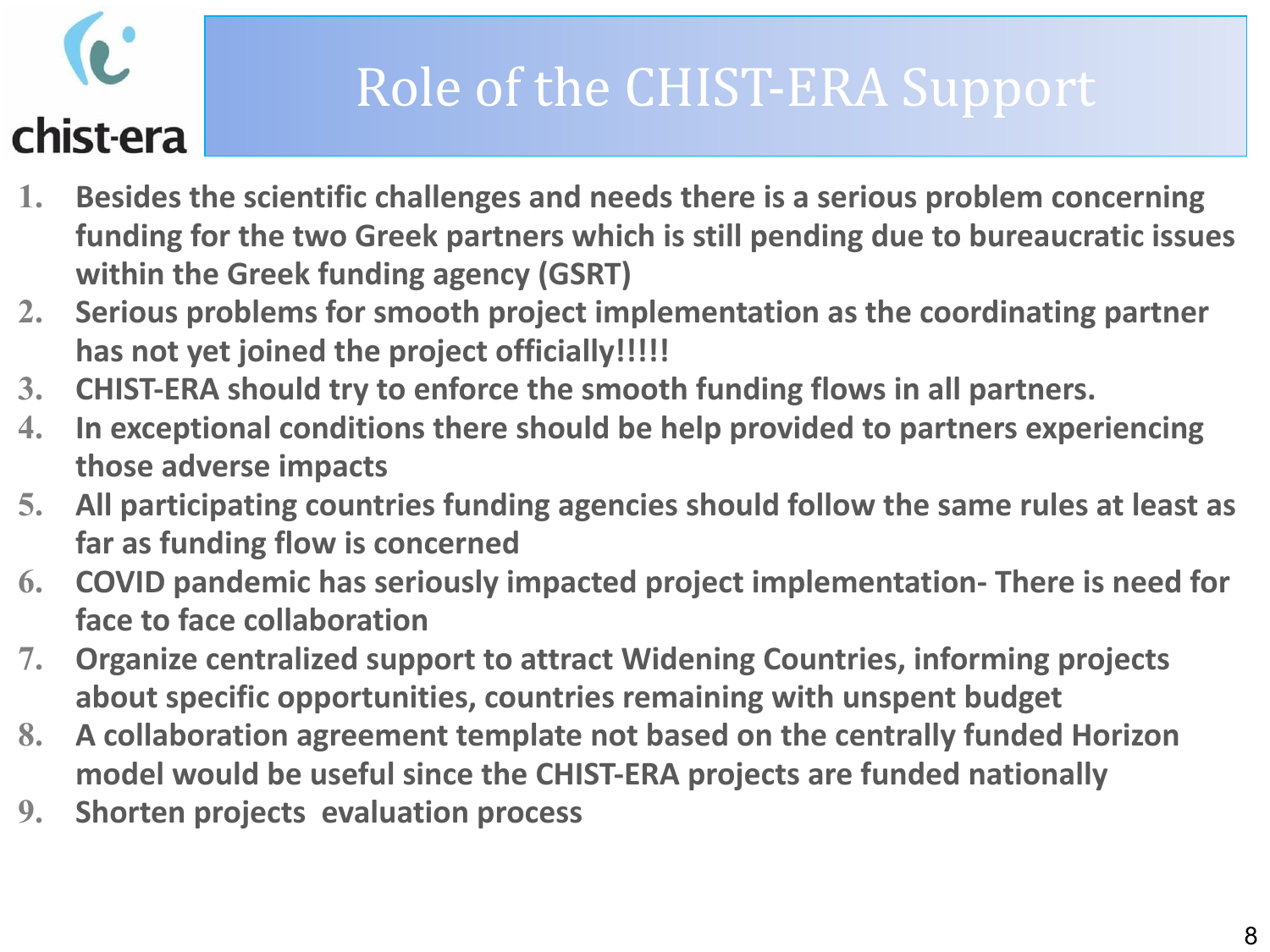# Role of the CHIST-ERA Support

1. **Besides the scientific challenges and needs there is a serious problem concerning funding for the two Greek partners which is still pending due to bureaucratic issues within the Greek funding agency (GSRT)**
2. **Serious problems for smooth project implementation as the coordinating partner has not yet joined the project officially!!!!!**
3. **CHIST-ERA should try to enforce the smooth funding flows in all partners.**
4. **In exceptional conditions there should be help provided to partners experiencing those adverse impacts**
5. **All participating countries funding agencies should follow the same rules at least as far as funding flow is concerned**
6. **COVID pandemic has seriously impacted project implementation- There is need for face to face collaboration**
7. **Organize centralized support to attract Widening Countries, informing projects about specific opportunities, countries remaining with unspent budget**
8. **A collaboration agreement template not based on the centrally funded Horizon model would be useful since the CHIST-ERA projects are funded nationally**
9. **Shorten projects evaluation process**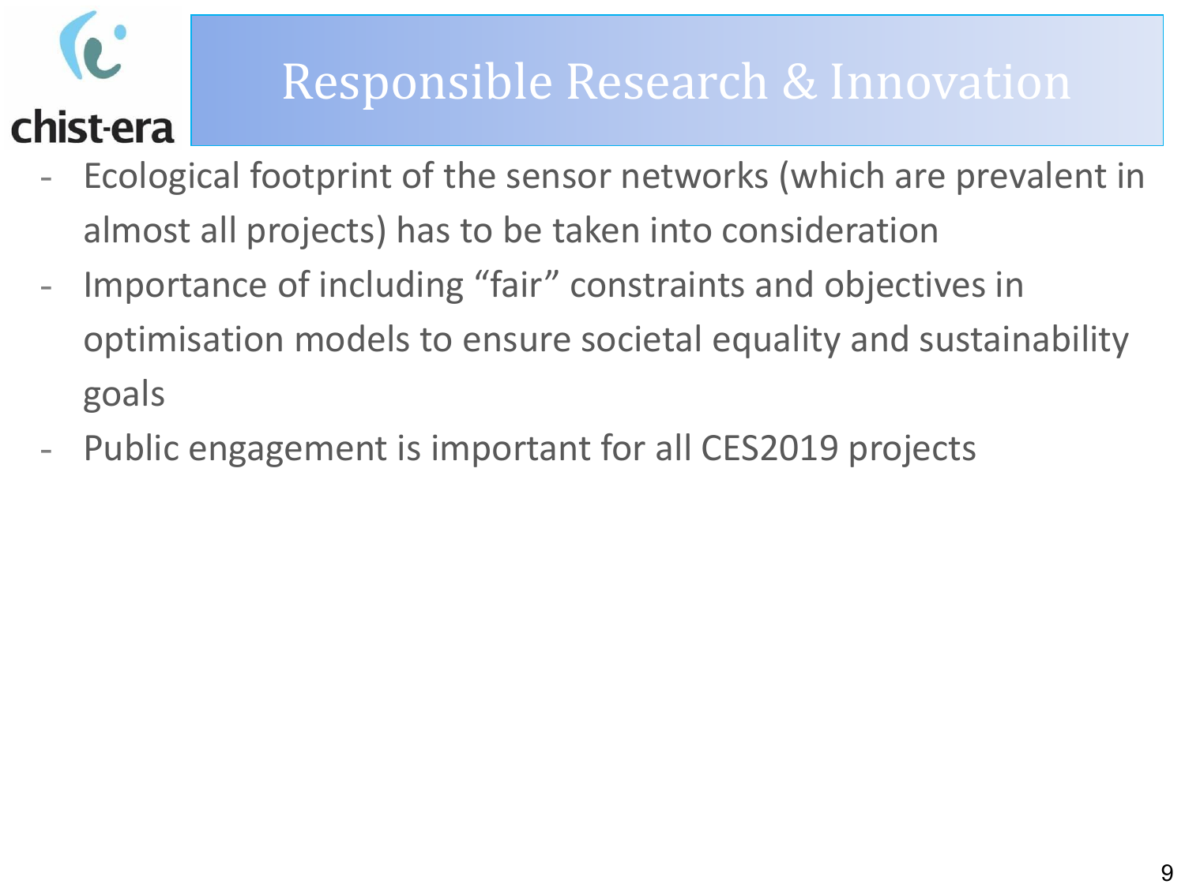# Responsible Research & Innovation

- Ecological footprint of the sensor networks (which are prevalent in almost all projects) has to be taken into consideration
- Importance of including “fair” constraints and objectives in optimisation models to ensure societal equality and sustainability goals
- Public engagement is important for all CES2019 projects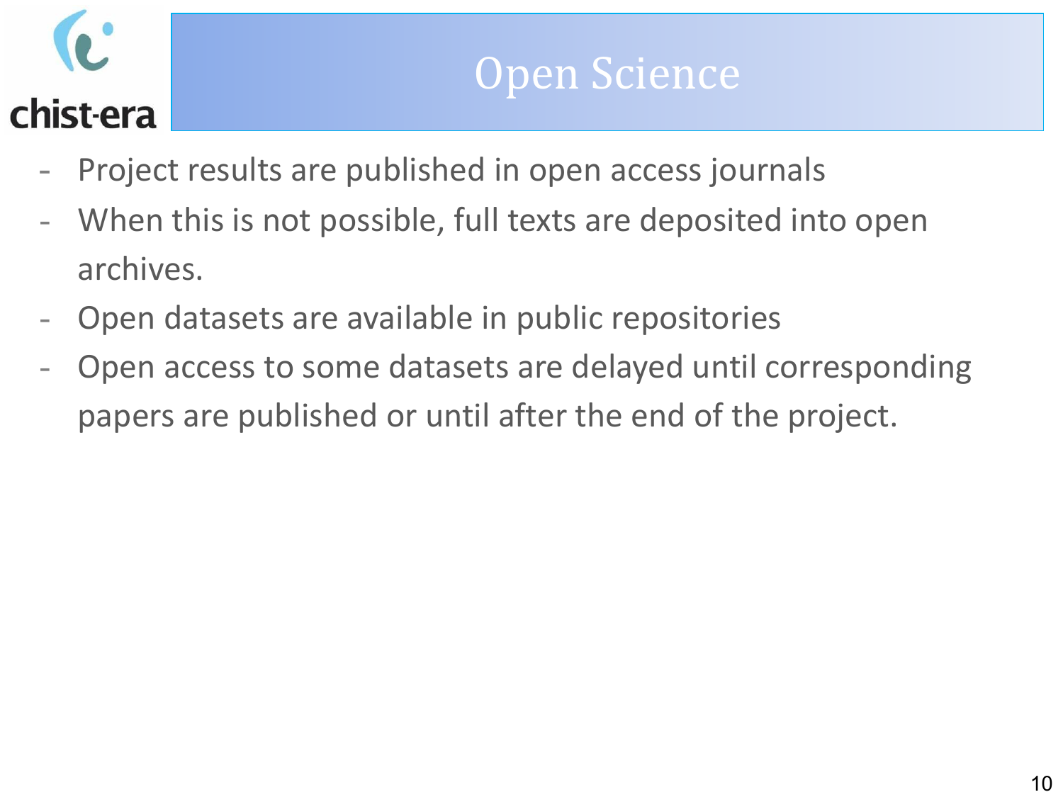# Open Science

- Project results are published in open access journals
- When this is not possible, full texts are deposited into open archives.
- Open datasets are available in public repositories
- Open access to some datasets are delayed until corresponding papers are published or until after the end of the project.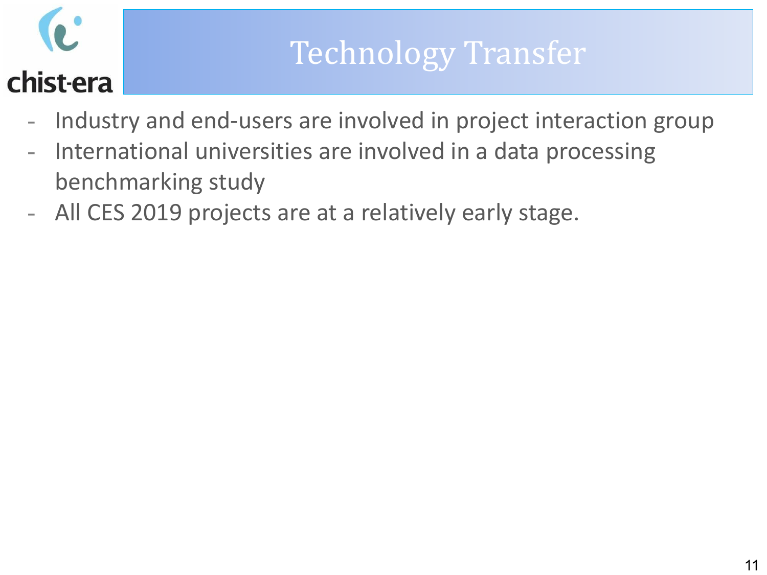chist-era

# Technology Transfer

- Industry and end-users are involved in project interaction group
- International universities are involved in a data processing benchmarking study
- All CES 2019 projects are at a relatively early stage.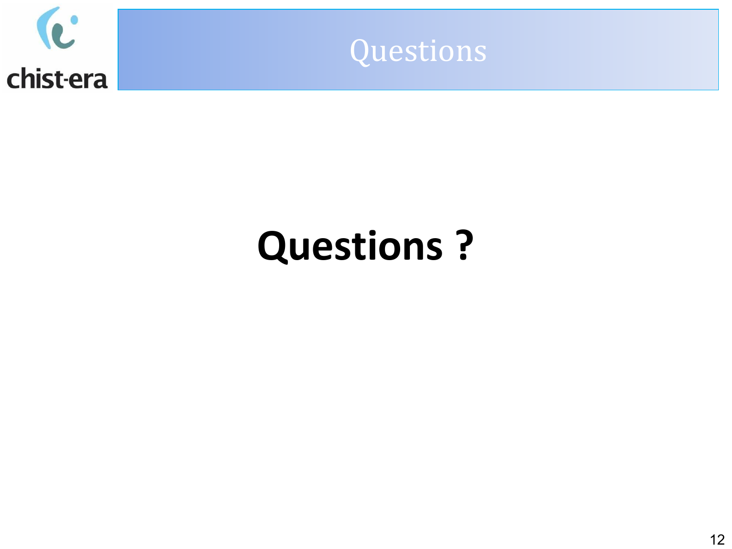# Questions

**Questions ?**